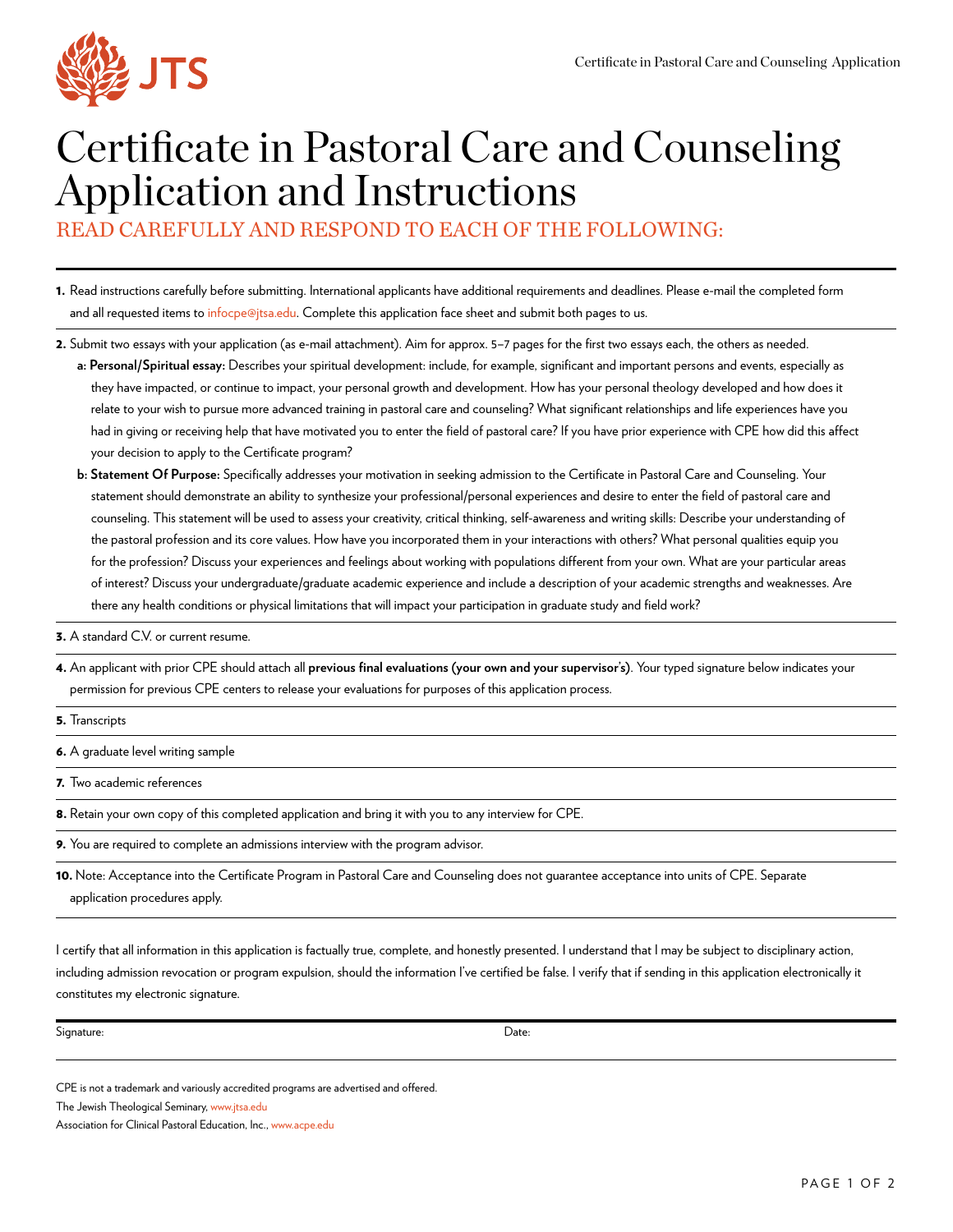# Certificate in Pastoral Care and Counseling Application and Instructions

## READ CAREFULLY AND RESPOND TO EACH OF THE FOLLOWING:

**1.** Read instructions carefully before submitting. International applicants have additional requirements and deadlines. Please e-mail the completed form and all requested items to infocpe@jtsa.edu. Complete this application face sheet and submit both pages to us.

**2.** Submit two essays with your application (as e-mail attachment). Aim for approx. 5–7 pages for the first two essays each, the others as needed.

- **a: Personal/Spiritual essay:** Describes your spiritual development: include, for example, significant and important persons and events, especially as they have impacted, or continue to impact, your personal growth and development. How has your personal theology developed and how does it relate to your wish to pursue more advanced training in pastoral care and counseling? What significant relationships and life experiences have you had in giving or receiving help that have motivated you to enter the field of pastoral care? If you have prior experience with CPE how did this affect your decision to apply to the Certificate program?
- **b: Statement Of Purpose:** Specifically addresses your motivation in seeking admission to the Certificate in Pastoral Care and Counseling. Your statement should demonstrate an ability to synthesize your professional/personal experiences and desire to enter the field of pastoral care and counseling. This statement will be used to assess your creativity, critical thinking, self-awareness and writing skills: Describe your understanding of the pastoral profession and its core values. How have you incorporated them in your interactions with others? What personal qualities equip you for the profession? Discuss your experiences and feelings about working with populations different from your own. What are your particular areas of interest? Discuss your undergraduate/graduate academic experience and include a description of your academic strengths and weaknesses. Are there any health conditions or physical limitations that will impact your participation in graduate study and field work?

**3.** A standard C.V. or current resume.

**4.** An applicant with prior CPE should attach all **previous final evaluations (your own and your supervisor's)**. Your typed signature below indicates your permission for previous CPE centers to release your evaluations for purposes of this application process.

**5.** Transcripts

**6.** A graduate level writing sample

**7.** Two academic references

**8.** Retain your own copy of this completed application and bring it with you to any interview for CPE.

**9.** You are required to complete an admissions interview with the program advisor.

**10.** Note: Acceptance into the Certificate Program in Pastoral Care and Counseling does not guarantee acceptance into units of CPE. Separate application procedures apply.

I certify that all information in this application is factually true, complete, and honestly presented. I understand that I may be subject to disciplinary action, including admission revocation or program expulsion, should the information I've certified be false. I verify that if sending in this application electronically it constitutes my electronic signature.

Signature: Date:

CPE is not a trademark and variously accredited programs are advertised and offered.

The Jewish Theological Seminary, www.jtsa.edu

Association for Clinical Pastoral Education, Inc., www.acpe.edu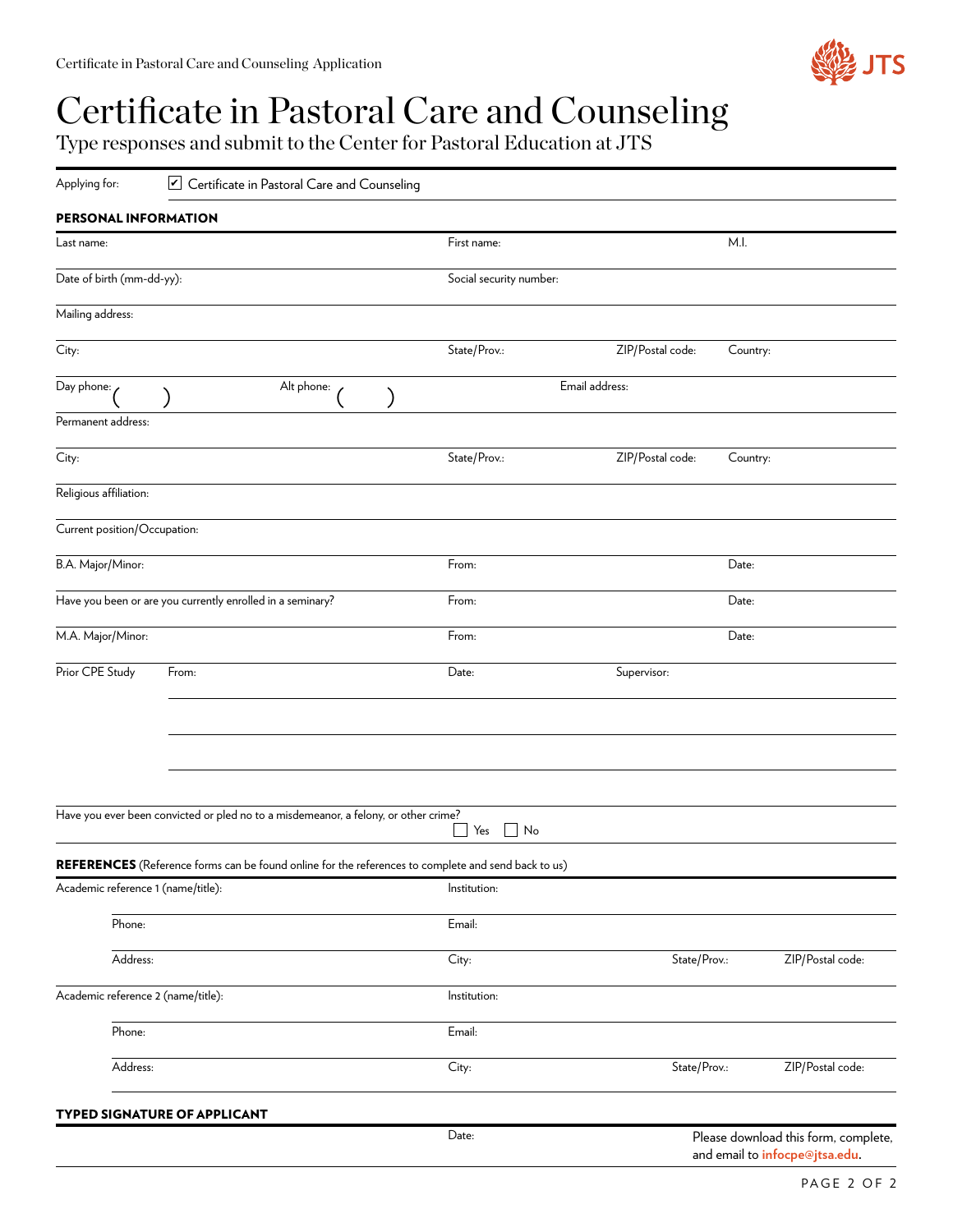# Certificate in Pastoral Care and Counseling

Type responses and submit to the Center for Pastoral Education at JTS

Applying for: ☑ Certificate in Pastoral Care and Counseling

## PERSONAL INFORMATION

| | | |
|---|---|---|
| Last name: | First name: | M.I. |
| Date of birth (mm-dd-yy): | Social security number: | |

Mailing address:

| | | | |
|---|---|---|---|
| City: | State/Prov.: | ZIP/Postal code: | Country: |

| | | |
|---|---|---|
| Day phone: ( ) | Alt phone: ( ) | Email address: |

Permanent address:

| | | | |
|---|---|---|---|
| City: | State/Prov.: | ZIP/Postal code: | Country: |

Religious affiliation:

Current position/Occupation:

| | | |
|---|---|---|
| B.A. Major/Minor: | From: | Date: |
| Have you been or are you currently enrolled in a seminary? | From: | Date: |
| M.A. Major/Minor: | From: | Date: |

| | | | |
|---|---|---|---|
| Prior CPE Study | From: | Date: | Supervisor: |
| | | | |
| | | | |
| | | | |

Have you ever been convicted or pled no to a misdemeanor, a felony, or other crime? ☐ Yes ☐ No

## REFERENCES

(Reference forms can be found online for the references to complete and send back to us)

| | | | |
|---|---|---|---|
| Academic reference 1 (name/title): | Institution: | | |
| Phone: | Email: | | |
| Address: | City: | State/Prov.: | ZIP/Postal code: |
| Academic reference 2 (name/title): | Institution: | | |
| Phone: | Email: | | |
| Address: | City: | State/Prov.: | ZIP/Postal code: |

## TYPED SIGNATURE OF APPLICANT

Date:

Please download this form, complete, and email to **infocpe@jtsa.edu**.